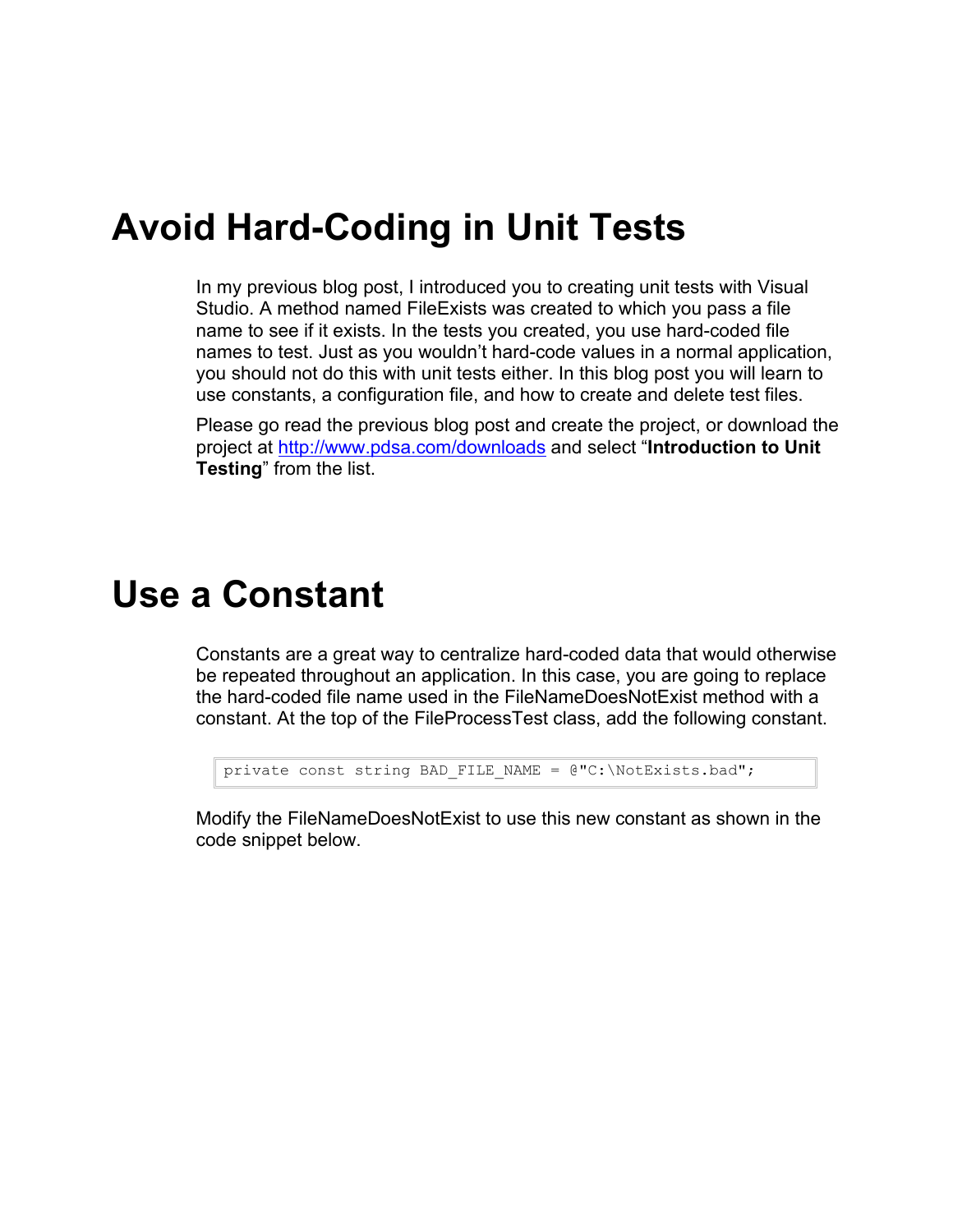# Avoid Hard-Coding in Unit Tests

In my previous blog post, I introduced you to creating unit tests with Visual Studio. A method named FileExists was created to which you pass a file name to see if it exists. In the tests you created, you use hard-coded file names to test. Just as you wouldn't hard-code values in a normal application, you should not do this with unit tests either. In this blog post you will learn to use constants, a configuration file, and how to create and delete test files.

Please go read the previous blog post and create the project, or download the project at [http://www.pdsa.com/downloads](http://www.pdsa.com/downloads) and select "**Introduction to Unit Testing**" from the list.

# Use a Constant

Constants are a great way to centralize hard-coded data that would otherwise be repeated throughout an application. In this case, you are going to replace the hard-coded file name used in the FileNameDoesNotExist method with a constant. At the top of the FileProcessTest class, add the following constant.

```
private const string BAD_FILE_NAME = @"C:\NotExists.bad";
```

Modify the FileNameDoesNotExist to use this new constant as shown in the code snippet below.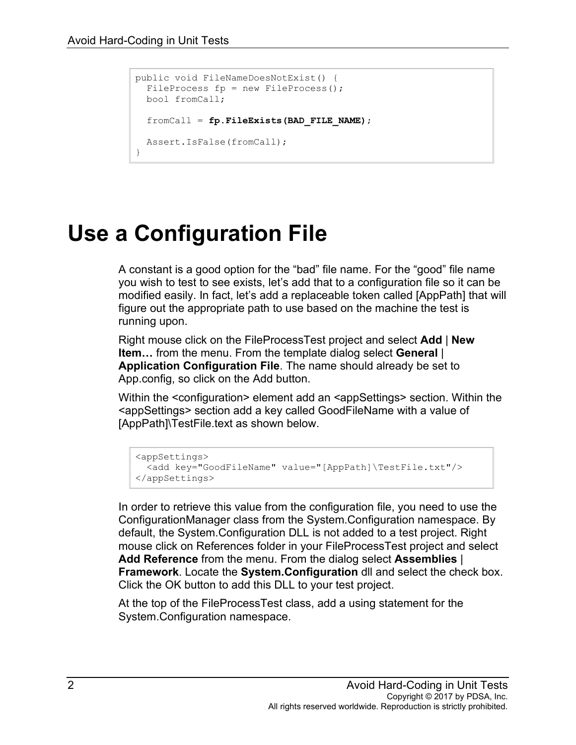```
public void FileNameDoesNotExist() {
  FileProcess fp = new FileProcess();
  bool fromCall;

  fromCall = fp.FileExists(BAD_FILE_NAME);

  Assert.IsFalse(fromCall);
}
```

# Use a Configuration File

A constant is a good option for the "bad" file name. For the "good" file name you wish to test to see exists, let's add that to a configuration file so it can be modified easily. In fact, let's add a replaceable token called [AppPath] that will figure out the appropriate path to use based on the machine the test is running upon.

Right mouse click on the FileProcessTest project and select **Add** | **New Item…** from the menu. From the template dialog select **General** | **Application Configuration File**. The name should already be set to App.config, so click on the Add button.

Within the <configuration> element add an <appSettings> section. Within the <appSettings> section add a key called GoodFileName with a value of [AppPath]\TestFile.text as shown below.

```
<appSettings>
  <add key="GoodFileName" value="[AppPath]\TestFile.txt"/>
</appSettings>
```

In order to retrieve this value from the configuration file, you need to use the ConfigurationManager class from the System.Configuration namespace. By default, the System.Configuration DLL is not added to a test project. Right mouse click on References folder in your FileProcessTest project and select **Add Reference** from the menu. From the dialog select **Assemblies** | **Framework**. Locate the **System.Configuration** dll and select the check box. Click the OK button to add this DLL to your test project.

At the top of the FileProcessTest class, add a using statement for the System.Configuration namespace.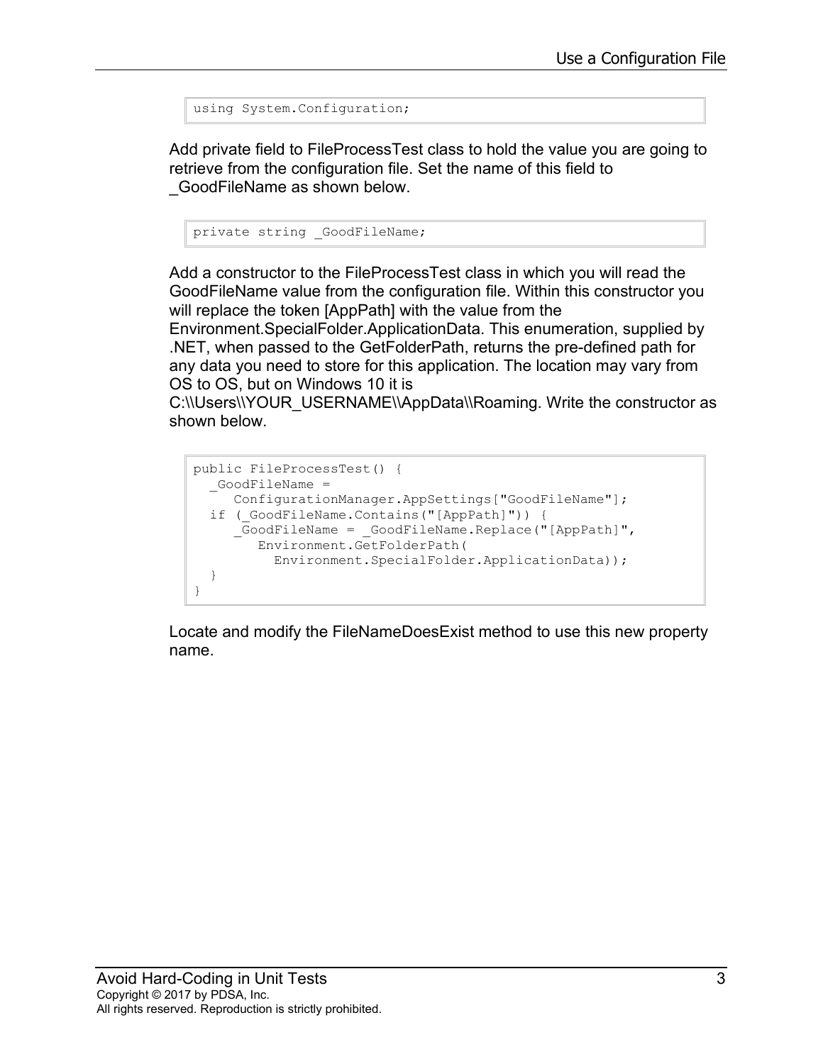```
using System.Configuration;
```

Add private field to FileProcessTest class to hold the value you are going to retrieve from the configuration file. Set the name of this field to _GoodFileName as shown below.

```
private string _GoodFileName;
```

Add a constructor to the FileProcessTest class in which you will read the GoodFileName value from the configuration file. Within this constructor you will replace the token [AppPath] with the value from the Environment.SpecialFolder.ApplicationData. This enumeration, supplied by .NET, when passed to the GetFolderPath, returns the pre-defined path for any data you need to store for this application. The location may vary from OS to OS, but on Windows 10 it is C:\\Users\\YOUR_USERNAME\\AppData\\Roaming. Write the constructor as shown below.

```
public FileProcessTest() {
  _GoodFileName =
     ConfigurationManager.AppSettings["GoodFileName"];
  if (_GoodFileName.Contains("[AppPath]")) {
     _GoodFileName = _GoodFileName.Replace("[AppPath]",
        Environment.GetFolderPath(
          Environment.SpecialFolder.ApplicationData));
  }
}
```

Locate and modify the FileNameDoesExist method to use this new property name.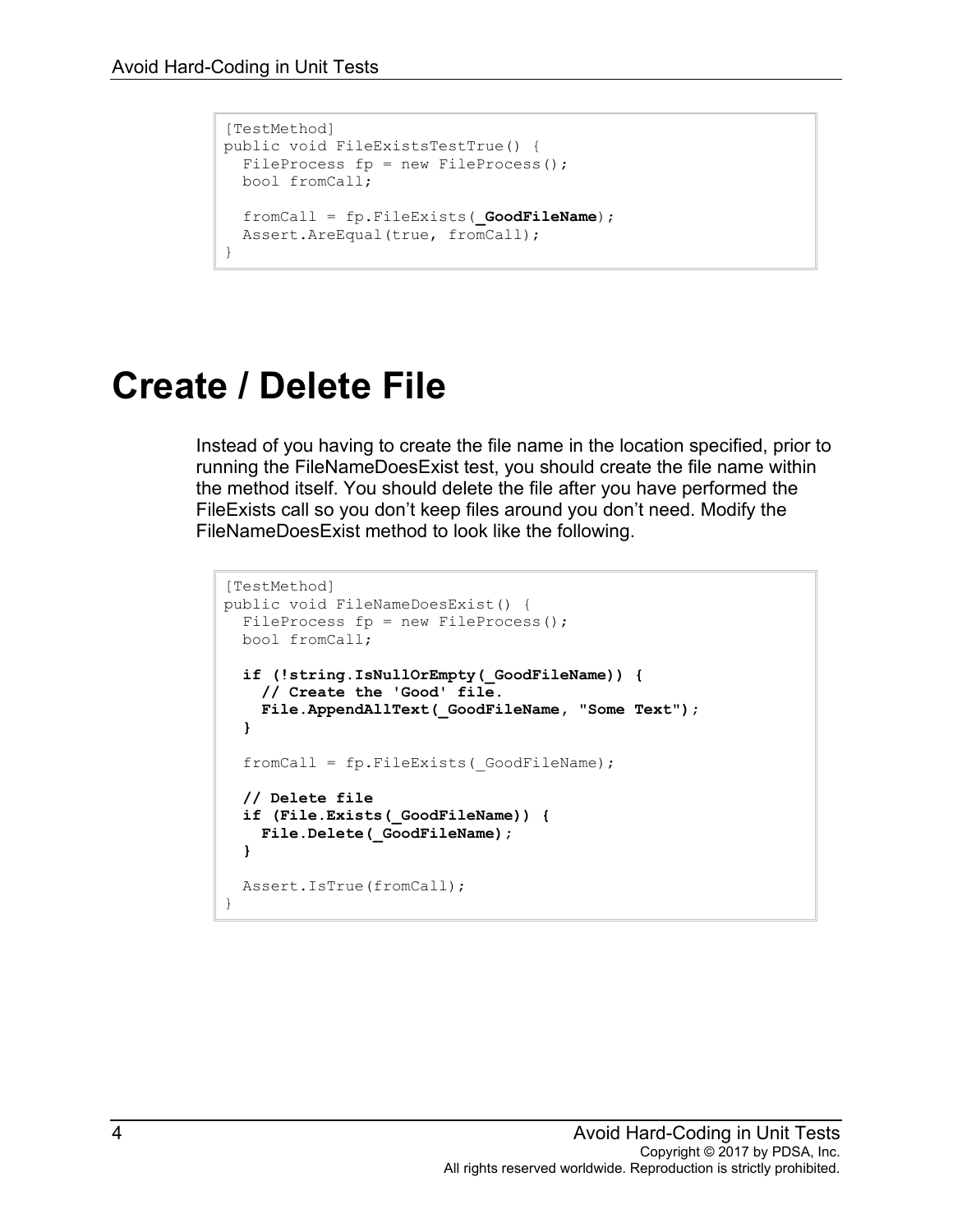```
[TestMethod]
public void FileExistsTestTrue() {
  FileProcess fp = new FileProcess();
  bool fromCall;

  fromCall = fp.FileExists(_GoodFileName);
  Assert.AreEqual(true, fromCall);
}
```

# Create / Delete File

Instead of you having to create the file name in the location specified, prior to running the FileNameDoesExist test, you should create the file name within the method itself. You should delete the file after you have performed the FileExists call so you don't keep files around you don't need. Modify the FileNameDoesExist method to look like the following.

```
[TestMethod]
public void FileNameDoesExist() {
  FileProcess fp = new FileProcess();
  bool fromCall;

  if (!string.IsNullOrEmpty(_GoodFileName)) {
    // Create the 'Good' file.
    File.AppendAllText(_GoodFileName, "Some Text");
  }

  fromCall = fp.FileExists(_GoodFileName);

  // Delete file
  if (File.Exists(_GoodFileName)) {
    File.Delete(_GoodFileName);
  }

  Assert.IsTrue(fromCall);
}
```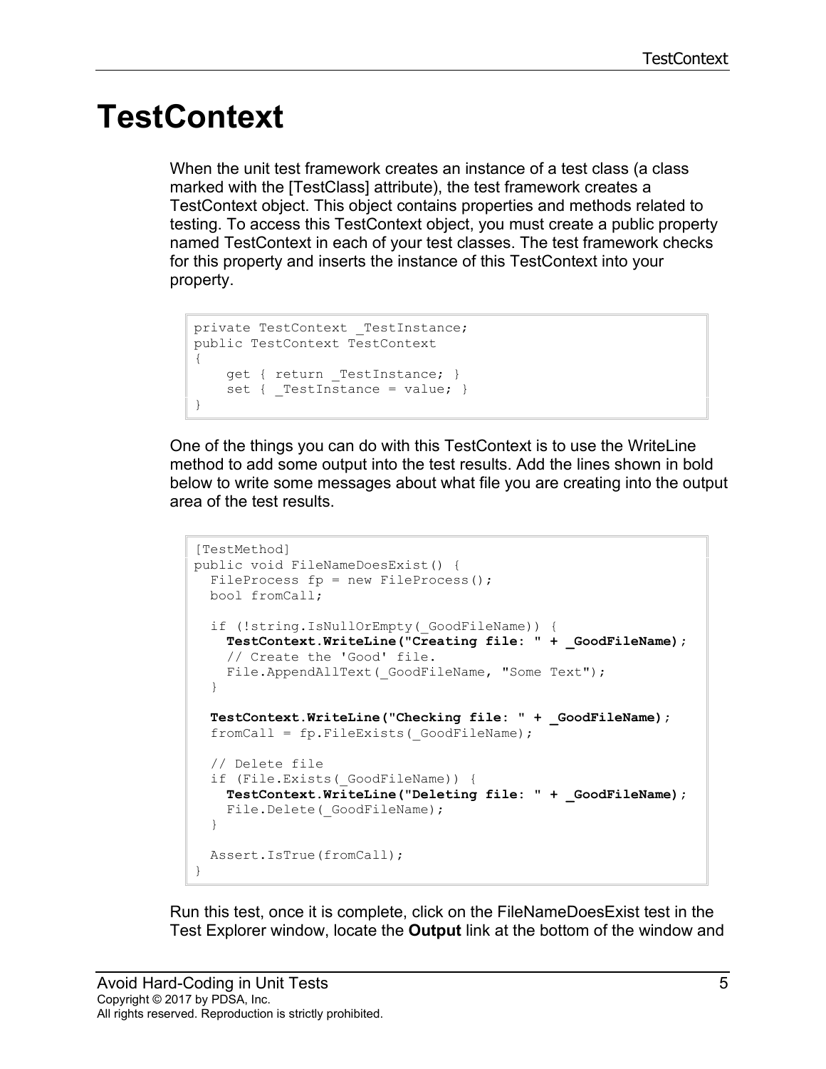# TestContext

When the unit test framework creates an instance of a test class (a class marked with the [TestClass] attribute), the test framework creates a TestContext object. This object contains properties and methods related to testing. To access this TestContext object, you must create a public property named TestContext in each of your test classes. The test framework checks for this property and inserts the instance of this TestContext into your property.

```
private TestContext _TestInstance;
public TestContext TestContext
{
    get { return _TestInstance; }
    set { _TestInstance = value; }
}
```

One of the things you can do with this TestContext is to use the WriteLine method to add some output into the test results. Add the lines shown in bold below to write some messages about what file you are creating into the output area of the test results.

```
[TestMethod]
public void FileNameDoesExist() {
  FileProcess fp = new FileProcess();
  bool fromCall;

  if (!string.IsNullOrEmpty(_GoodFileName)) {
    TestContext.WriteLine("Creating file: " + _GoodFileName);
    // Create the 'Good' file.
    File.AppendAllText(_GoodFileName, "Some Text");
  }

  TestContext.WriteLine("Checking file: " + _GoodFileName);
  fromCall = fp.FileExists(_GoodFileName);

  // Delete file
  if (File.Exists(_GoodFileName)) {
    TestContext.WriteLine("Deleting file: " + _GoodFileName);
    File.Delete(_GoodFileName);
  }

  Assert.IsTrue(fromCall);
}
```

Run this test, once it is complete, click on the FileNameDoesExist test in the Test Explorer window, locate the **Output** link at the bottom of the window and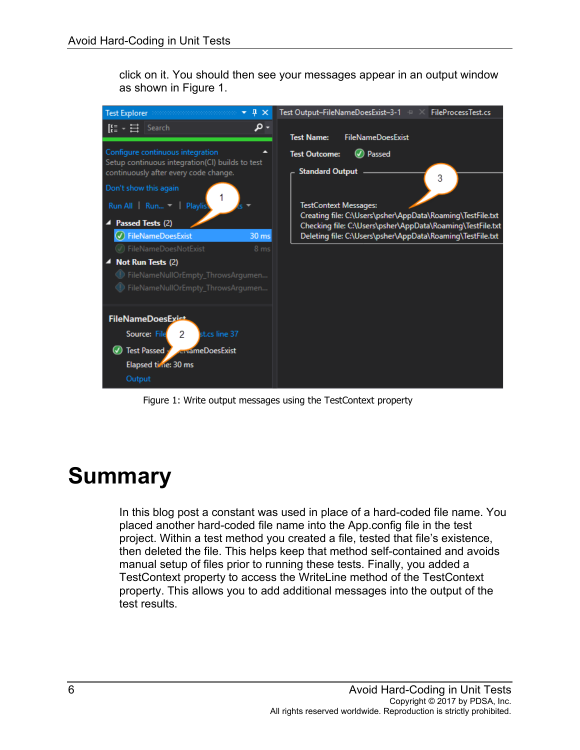click on it. You should then see your messages appear in an output window as shown in Figure 1.

Figure 1: Write output messages using the TestContext property

# Summary

In this blog post a constant was used in place of a hard-coded file name. You placed another hard-coded file name into the App.config file in the test project. Within a test method you created a file, tested that file's existence, then deleted the file. This helps keep that method self-contained and avoids manual setup of files prior to running these tests. Finally, you added a TestContext property to access the WriteLine method of the TestContext property. This allows you to add additional messages into the output of the test results.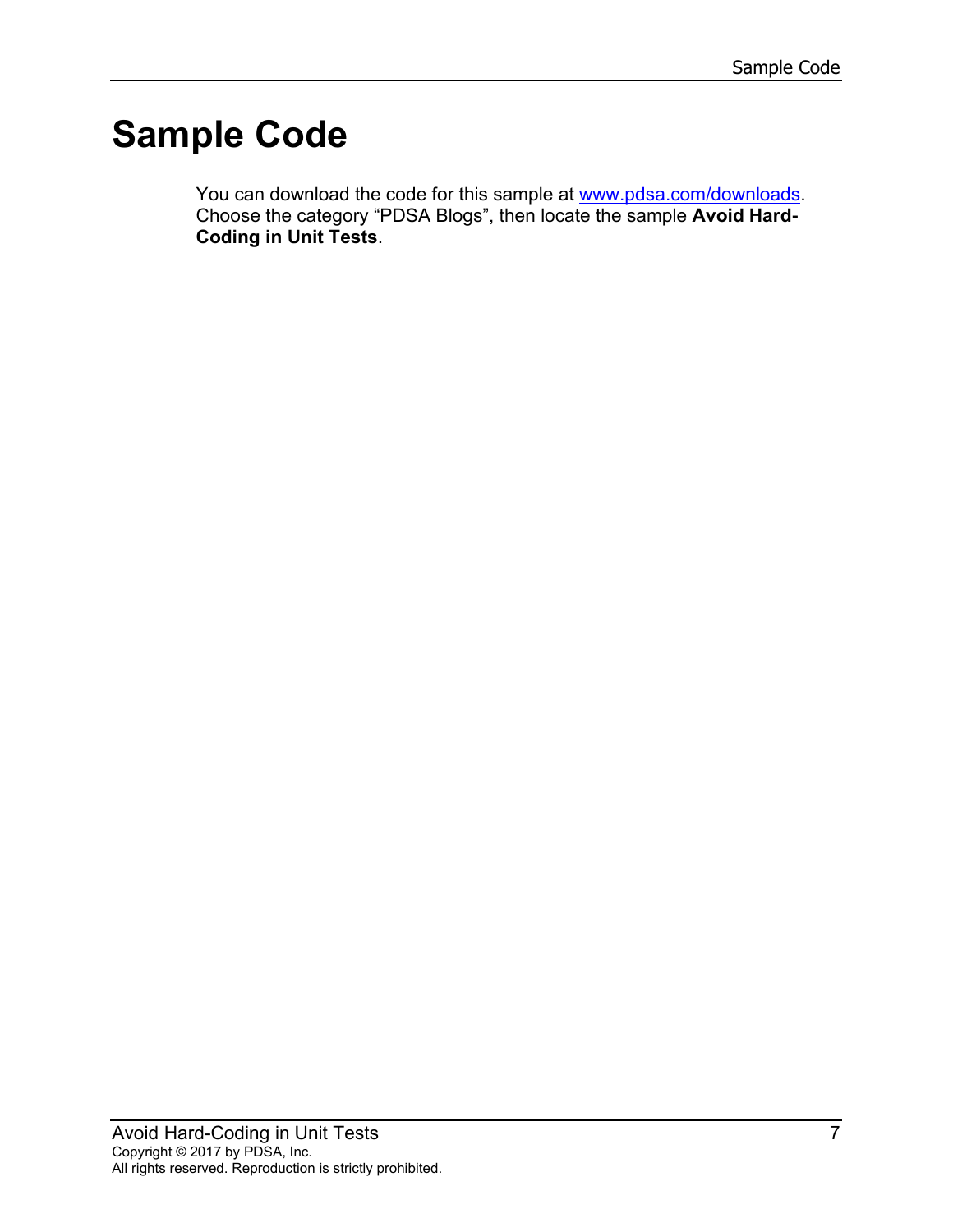# Sample Code

You can download the code for this sample at [www.pdsa.com/downloads](http://www.pdsa.com/downloads). Choose the category "PDSA Blogs", then locate the sample **Avoid Hard-Coding in Unit Tests**.